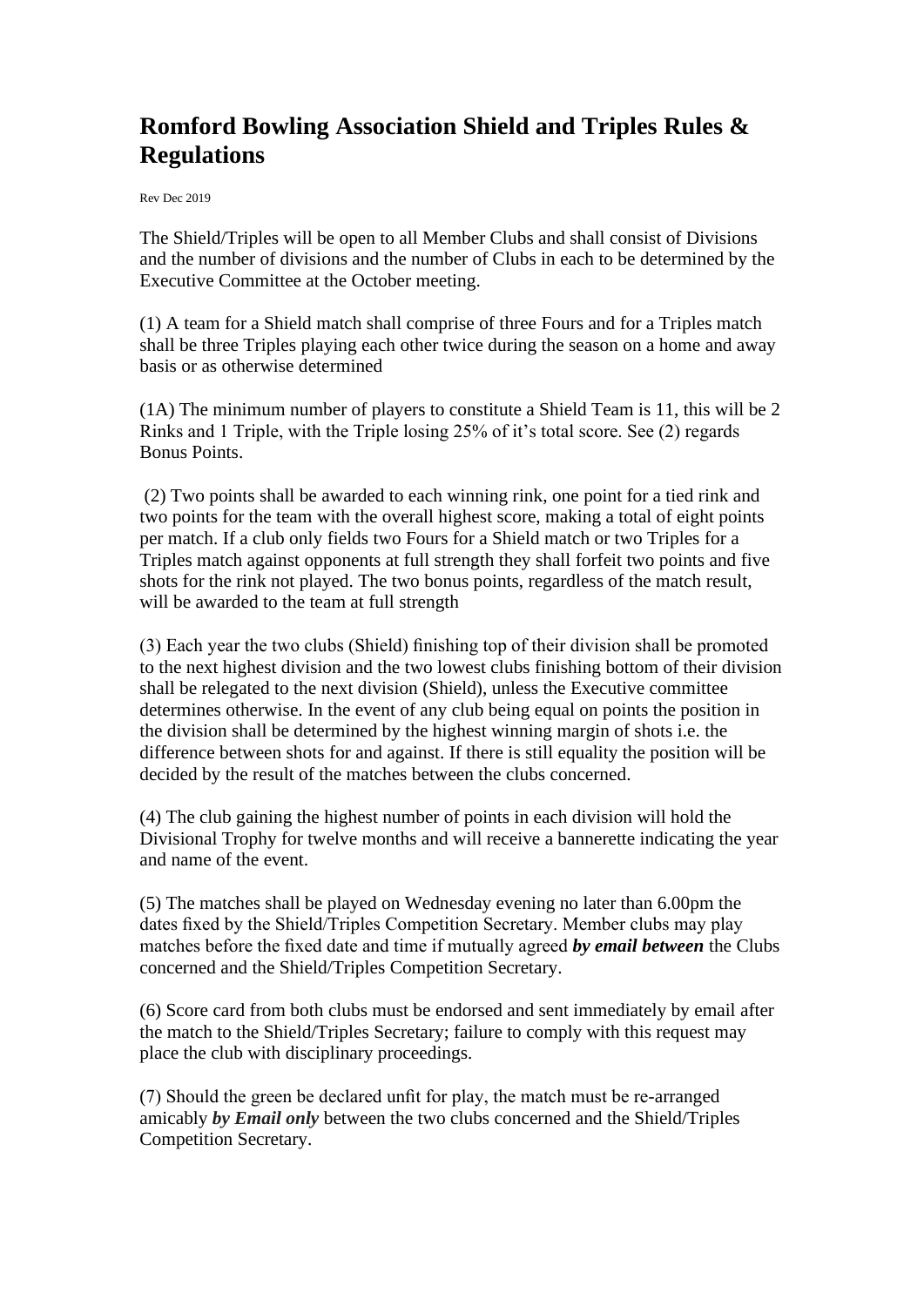# Romford Bowling Association Shield and Triples Rules & Regulations

Rev Dec 2019

The Shield/Triples will be open to all Member Clubs and shall consist of Divisions and the number of divisions and the number of Clubs in each to be determined by the Executive Committee at the October meeting.

(1) A team for a Shield match shall comprise of three Fours and for a Triples match shall be three Triples playing each other twice during the season on a home and away basis or as otherwise determined

(1A) The minimum number of players to constitute a Shield Team is 11, this will be 2 Rinks and 1 Triple, with the Triple losing 25% of it's total score. See (2) regards Bonus Points.

(2) Two points shall be awarded to each winning rink, one point for a tied rink and two points for the team with the overall highest score, making a total of eight points per match. If a club only fields two Fours for a Shield match or two Triples for a Triples match against opponents at full strength they shall forfeit two points and five shots for the rink not played. The two bonus points, regardless of the match result, will be awarded to the team at full strength

(3) Each year the two clubs (Shield) finishing top of their division shall be promoted to the next highest division and the two lowest clubs finishing bottom of their division shall be relegated to the next division (Shield), unless the Executive committee determines otherwise. In the event of any club being equal on points the position in the division shall be determined by the highest winning margin of shots i.e. the difference between shots for and against. If there is still equality the position will be decided by the result of the matches between the clubs concerned.

(4) The club gaining the highest number of points in each division will hold the Divisional Trophy for twelve months and will receive a bannerette indicating the year and name of the event.

(5) The matches shall be played on Wednesday evening no later than 6.00pm the dates fixed by the Shield/Triples Competition Secretary. Member clubs may play matches before the fixed date and time if mutually agreed ***by email between*** the Clubs concerned and the Shield/Triples Competition Secretary.

(6) Score card from both clubs must be endorsed and sent immediately by email after the match to the Shield/Triples Secretary; failure to comply with this request may place the club with disciplinary proceedings.

(7) Should the green be declared unfit for play, the match must be re-arranged amicably ***by Email only*** between the two clubs concerned and the Shield/Triples Competition Secretary.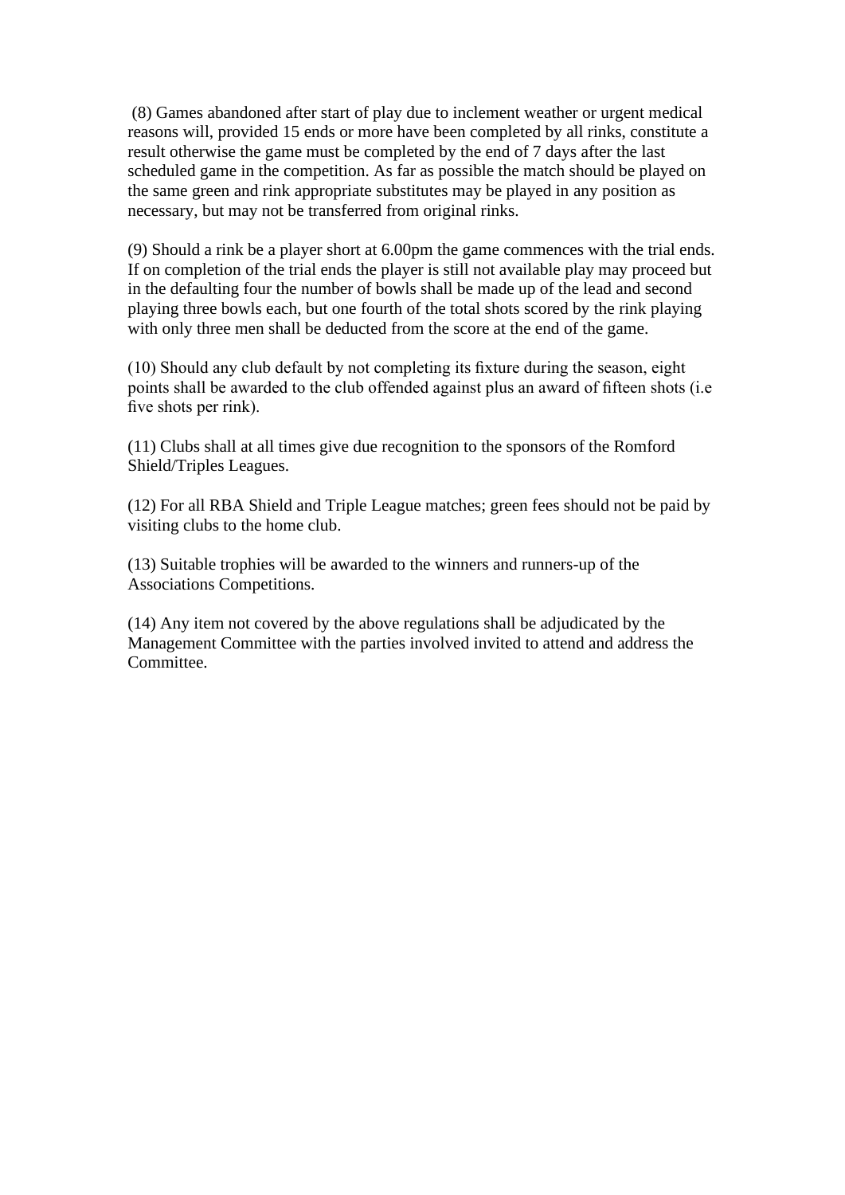(8) Games abandoned after start of play due to inclement weather or urgent medical reasons will, provided 15 ends or more have been completed by all rinks, constitute a result otherwise the game must be completed by the end of 7 days after the last scheduled game in the competition. As far as possible the match should be played on the same green and rink appropriate substitutes may be played in any position as necessary, but may not be transferred from original rinks.

(9) Should a rink be a player short at 6.00pm the game commences with the trial ends. If on completion of the trial ends the player is still not available play may proceed but in the defaulting four the number of bowls shall be made up of the lead and second playing three bowls each, but one fourth of the total shots scored by the rink playing with only three men shall be deducted from the score at the end of the game.

(10) Should any club default by not completing its fixture during the season, eight points shall be awarded to the club offended against plus an award of fifteen shots (i.e five shots per rink).

(11) Clubs shall at all times give due recognition to the sponsors of the Romford Shield/Triples Leagues.

(12) For all RBA Shield and Triple League matches; green fees should not be paid by visiting clubs to the home club.

(13) Suitable trophies will be awarded to the winners and runners-up of the Associations Competitions.

(14) Any item not covered by the above regulations shall be adjudicated by the Management Committee with the parties involved invited to attend and address the Committee.